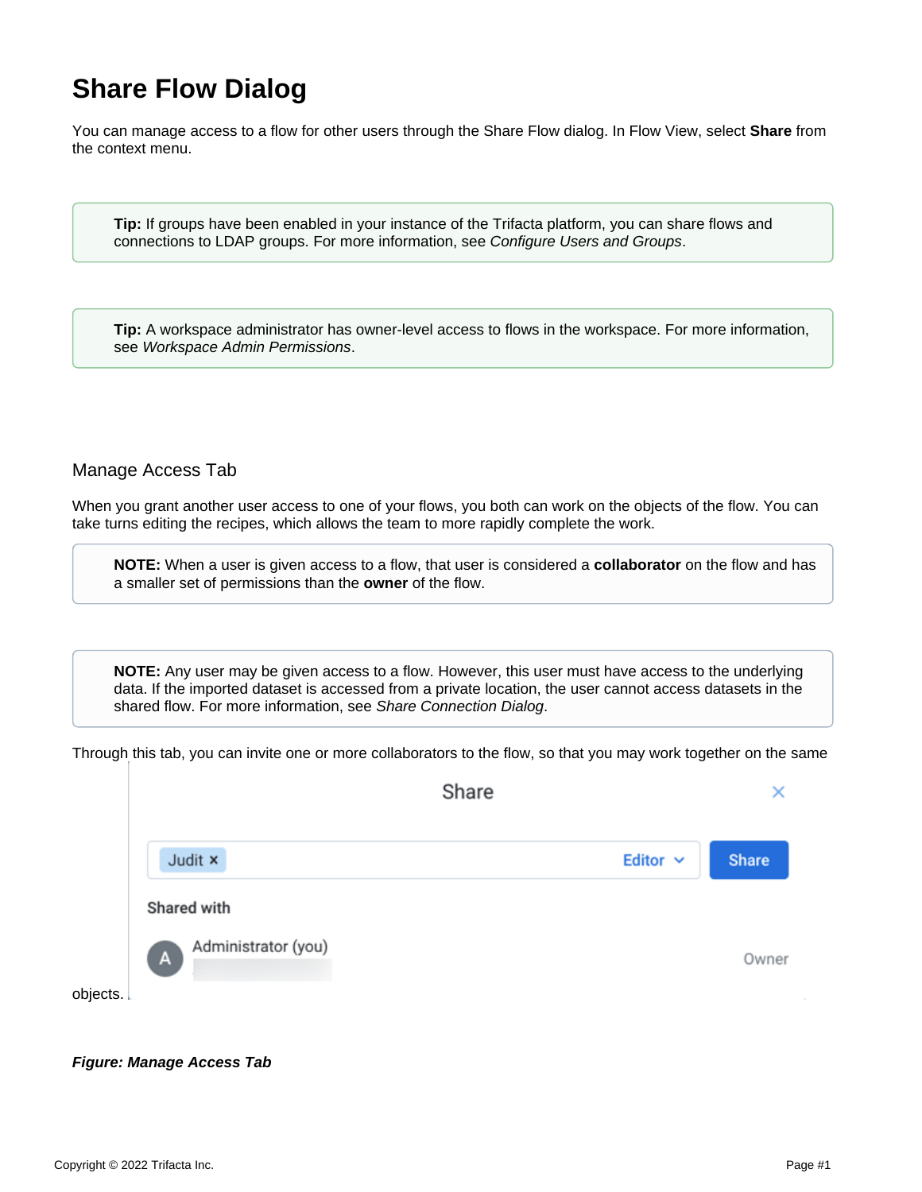# Share Flow Dialog

You can manage access to a flow for other users through the Share Flow dialog. In Flow View, select **Share** from the context menu.

> **Tip:** If groups have been enabled in your instance of the Trifacta platform, you can share flows and connections to LDAP groups. For more information, see *Configure Users and Groups*.

> **Tip:** A workspace administrator has owner-level access to flows in the workspace. For more information, see *Workspace Admin Permissions*.

## Manage Access Tab

When you grant another user access to one of your flows, you both can work on the objects of the flow. You can take turns editing the recipes, which allows the team to more rapidly complete the work.

> **NOTE:** When a user is given access to a flow, that user is considered a **collaborator** on the flow and has a smaller set of permissions than the **owner** of the flow.

> **NOTE:** Any user may be given access to a flow. However, this user must have access to the underlying data. If the imported dataset is accessed from a private location, the user cannot access datasets in the shared flow. For more information, see *Share Connection Dialog*.

Through this tab, you can invite one or more collaborators to the flow, so that you may work together on the same objects.

***Figure: Manage Access Tab***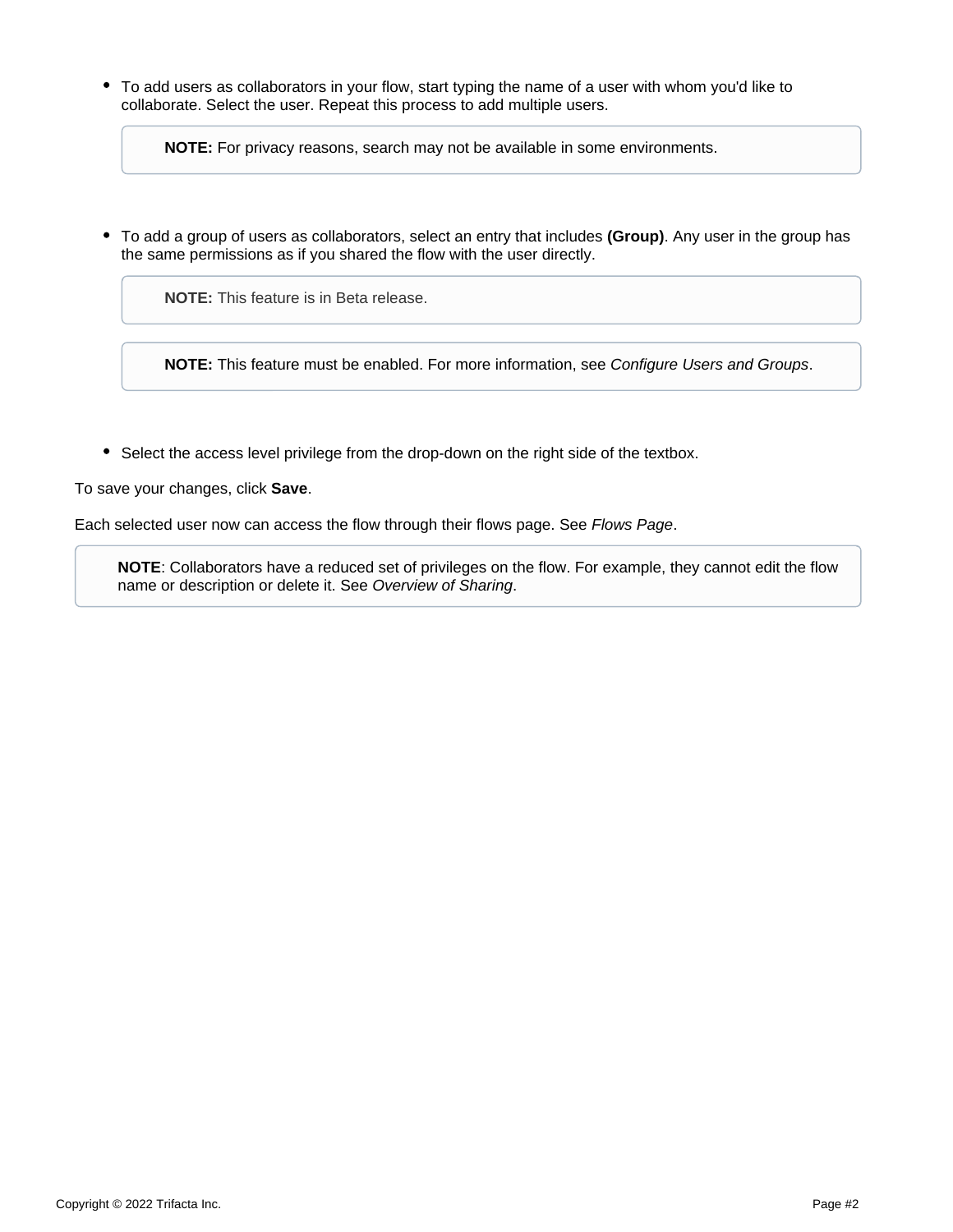- To add users as collaborators in your flow, start typing the name of a user with whom you'd like to collaborate. Select the user. Repeat this process to add multiple users.

  > **NOTE:** For privacy reasons, search may not be available in some environments.

- To add a group of users as collaborators, select an entry that includes **(Group)**. Any user in the group has the same permissions as if you shared the flow with the user directly.

  > **NOTE:** This feature is in Beta release.

  > **NOTE:** This feature must be enabled. For more information, see *Configure Users and Groups*.

- Select the access level privilege from the drop-down on the right side of the textbox.

To save your changes, click **Save**.

Each selected user now can access the flow through their flows page. See *Flows Page*.

> **NOTE**: Collaborators have a reduced set of privileges on the flow. For example, they cannot edit the flow name or description or delete it. See *Overview of Sharing*.